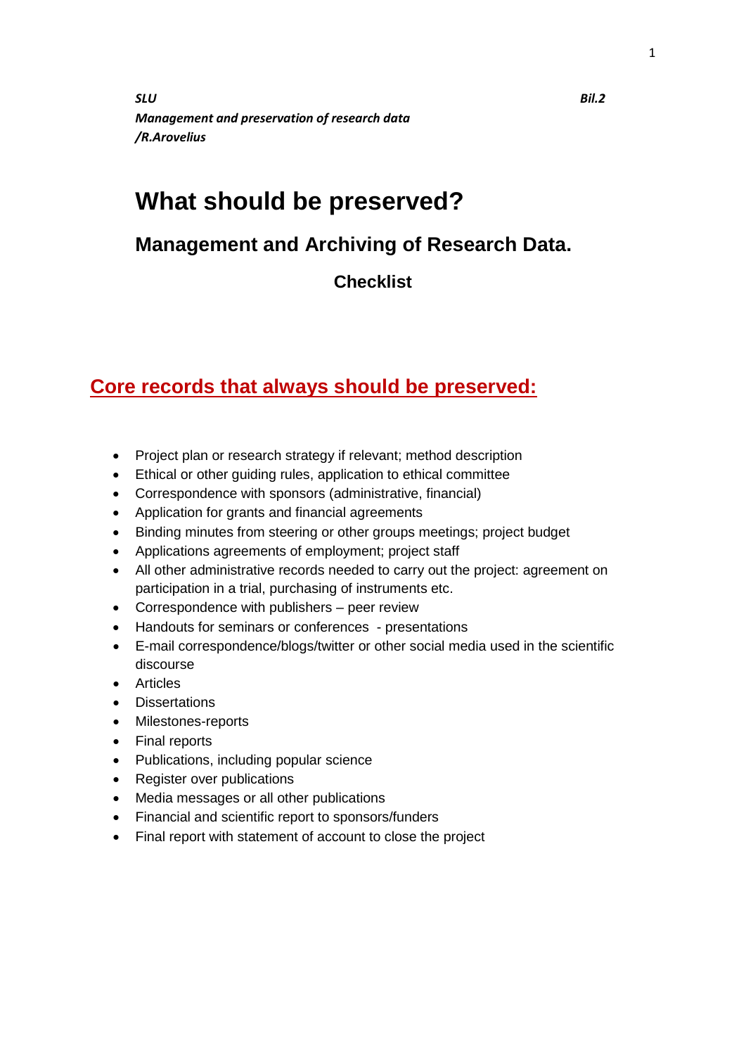*SLU* *Bil.2*
*Management and preservation of research data*
*/R.Arovelius*

# What should be preserved?

## Management and Archiving of Research Data.

### Checklist

## Core records that always should be preserved:

- Project plan or research strategy if relevant; method description
- Ethical or other guiding rules, application to ethical committee
- Correspondence with sponsors (administrative, financial)
- Application for grants and financial agreements
- Binding minutes from steering or other groups meetings; project budget
- Applications agreements of employment; project staff
- All other administrative records needed to carry out the project: agreement on participation in a trial, purchasing of instruments etc.
- Correspondence with publishers – peer review
- Handouts for seminars or conferences - presentations
- E-mail correspondence/blogs/twitter or other social media used in the scientific discourse
- Articles
- Dissertations
- Milestones-reports
- Final reports
- Publications, including popular science
- Register over publications
- Media messages or all other publications
- Financial and scientific report to sponsors/funders
- Final report with statement of account to close the project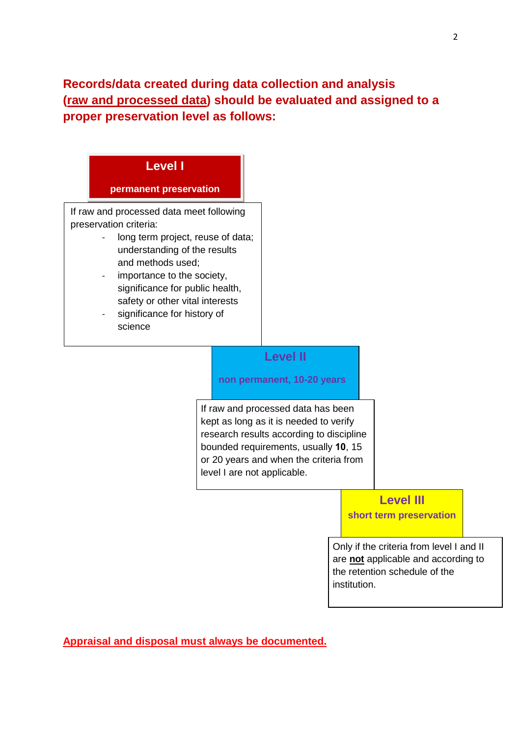**Records/data created during data collection and analysis (raw and processed data) should be evaluated and assigned to a proper preservation level as follows:**

### Level I

**permanent preservation**

If raw and processed data meet following preservation criteria:

- long term project, reuse of data; understanding of the results and methods used;
- importance to the society, significance for public health, safety or other vital interests
- significance for history of science

### Level II

**non permanent, 10-20 years**

If raw and processed data has been kept as long as it is needed to verify research results according to discipline bounded requirements, usually **10**, 15 or 20 years and when the criteria from level I are not applicable.

### Level III

**short term preservation**

Only if the criteria from level I and II are **not** applicable and according to the retention schedule of the institution.

**Appraisal and disposal must always be documented.**